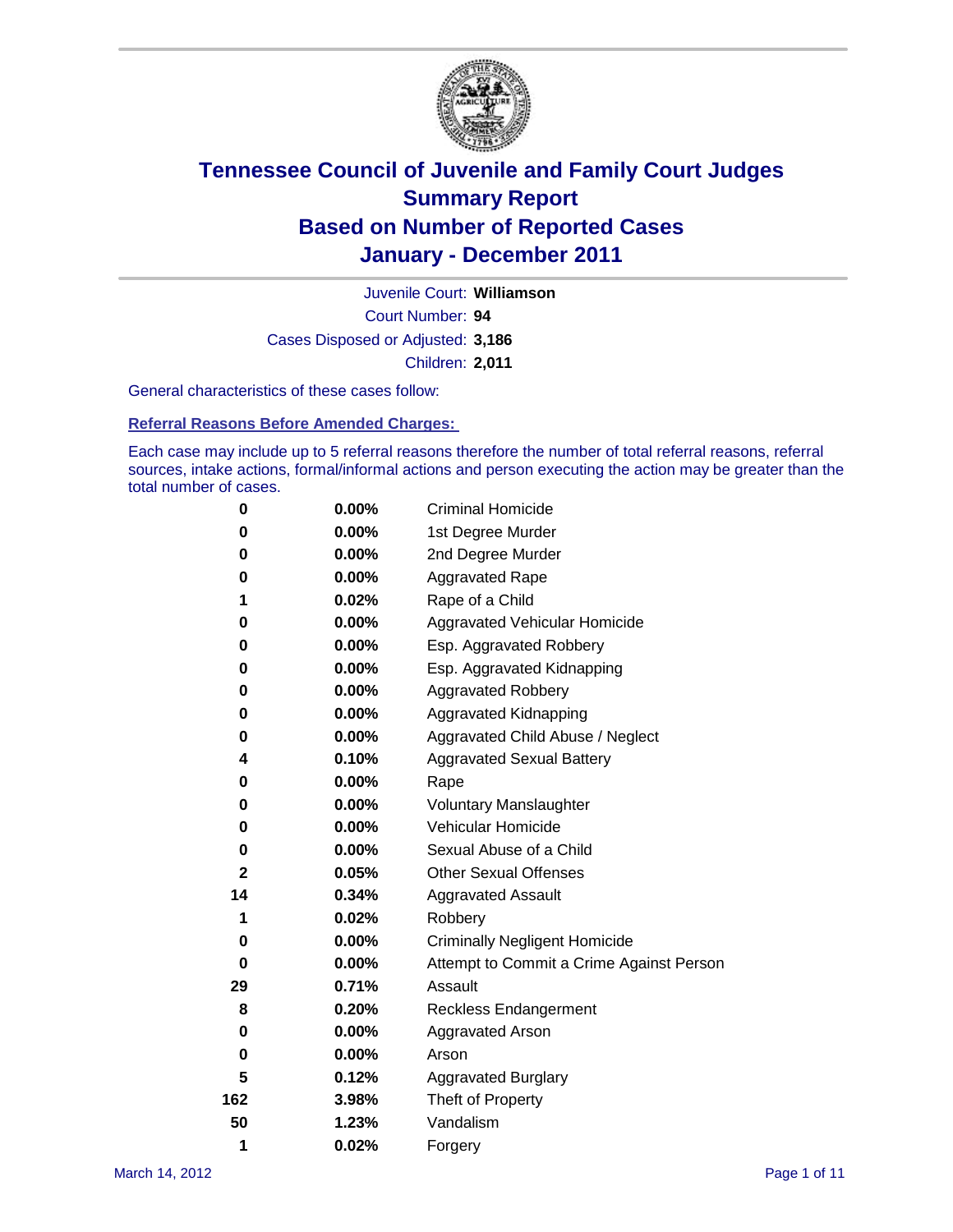# Tennessee Council of Juvenile and Family Court Judges
## Summary Report
## Based on Number of Reported Cases
## January - December 2011

Juvenile Court: **Williamson**

Court Number: **94**

Cases Disposed or Adjusted: **3,186**

Children: **2,011**

General characteristics of these cases follow:

### Referral Reasons Before Amended Charges:

Each case may include up to 5 referral reasons therefore the number of total referral reasons, referral sources, intake actions, formal/informal actions and person executing the action may be greater than the total number of cases.

| Count | Percent | Referral Reason |
|---|---|---|
| 0 | 0.00% | Criminal Homicide |
| 0 | 0.00% | 1st Degree Murder |
| 0 | 0.00% | 2nd Degree Murder |
| 0 | 0.00% | Aggravated Rape |
| 1 | 0.02% | Rape of a Child |
| 0 | 0.00% | Aggravated Vehicular Homicide |
| 0 | 0.00% | Esp. Aggravated Robbery |
| 0 | 0.00% | Esp. Aggravated Kidnapping |
| 0 | 0.00% | Aggravated Robbery |
| 0 | 0.00% | Aggravated Kidnapping |
| 0 | 0.00% | Aggravated Child Abuse / Neglect |
| 4 | 0.10% | Aggravated Sexual Battery |
| 0 | 0.00% | Rape |
| 0 | 0.00% | Voluntary Manslaughter |
| 0 | 0.00% | Vehicular Homicide |
| 0 | 0.00% | Sexual Abuse of a Child |
| 2 | 0.05% | Other Sexual Offenses |
| 14 | 0.34% | Aggravated Assault |
| 1 | 0.02% | Robbery |
| 0 | 0.00% | Criminally Negligent Homicide |
| 0 | 0.00% | Attempt to Commit a Crime Against Person |
| 29 | 0.71% | Assault |
| 8 | 0.20% | Reckless Endangerment |
| 0 | 0.00% | Aggravated Arson |
| 0 | 0.00% | Arson |
| 5 | 0.12% | Aggravated Burglary |
| 162 | 3.98% | Theft of Property |
| 50 | 1.23% | Vandalism |
| 1 | 0.02% | Forgery |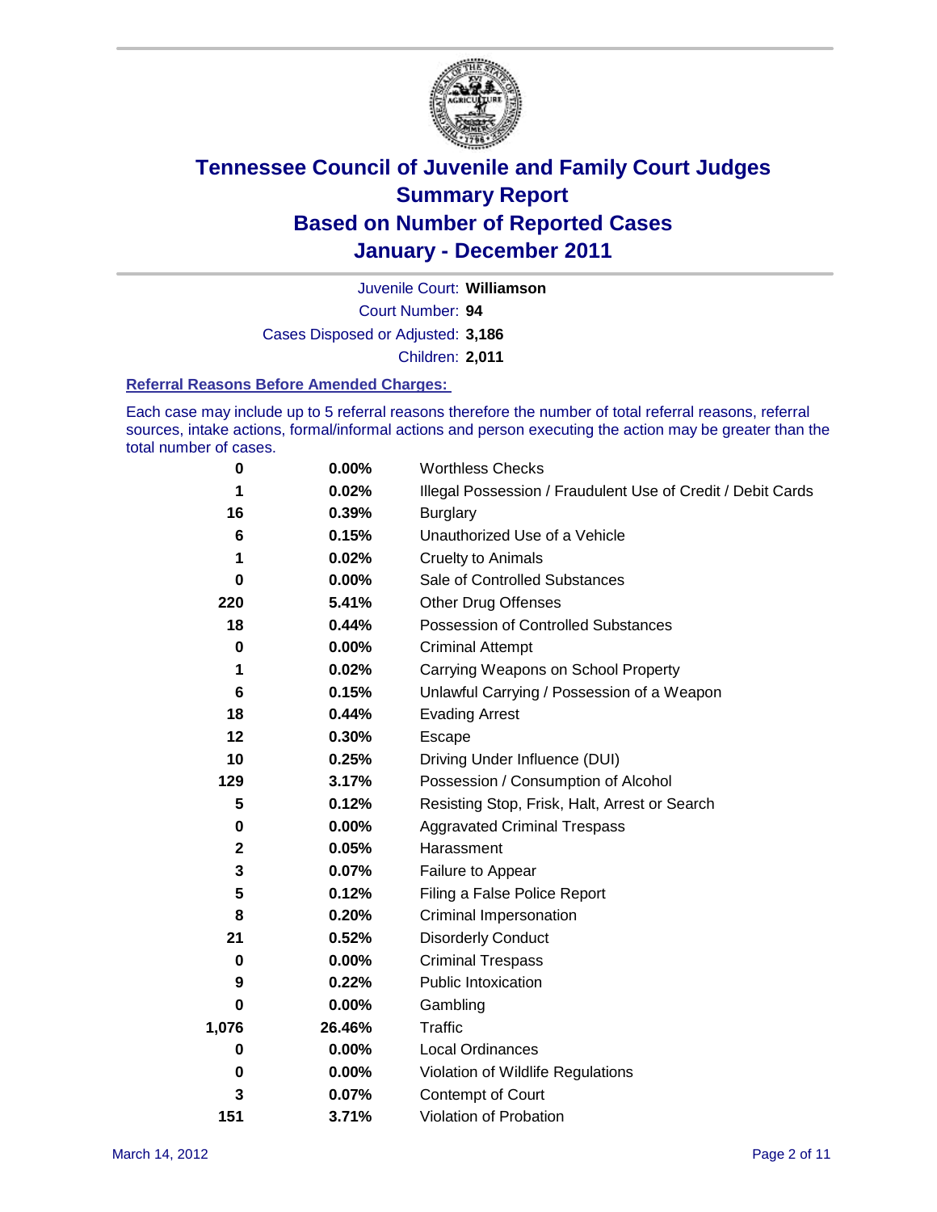# Tennessee Council of Juvenile and Family Court Judges
## Summary Report
## Based on Number of Reported Cases
## January - December 2011

Juvenile Court: **Williamson**

Court Number: **94**

Cases Disposed or Adjusted: **3,186**

Children: **2,011**

### Referral Reasons Before Amended Charges:

Each case may include up to 5 referral reasons therefore the number of total referral reasons, referral sources, intake actions, formal/informal actions and person executing the action may be greater than the total number of cases.

| Count | Percent | Referral Reason |
|---|---|---|
| 0 | 0.00% | Worthless Checks |
| 1 | 0.02% | Illegal Possession / Fraudulent Use of Credit / Debit Cards |
| 16 | 0.39% | Burglary |
| 6 | 0.15% | Unauthorized Use of a Vehicle |
| 1 | 0.02% | Cruelty to Animals |
| 0 | 0.00% | Sale of Controlled Substances |
| 220 | 5.41% | Other Drug Offenses |
| 18 | 0.44% | Possession of Controlled Substances |
| 0 | 0.00% | Criminal Attempt |
| 1 | 0.02% | Carrying Weapons on School Property |
| 6 | 0.15% | Unlawful Carrying / Possession of a Weapon |
| 18 | 0.44% | Evading Arrest |
| 12 | 0.30% | Escape |
| 10 | 0.25% | Driving Under Influence (DUI) |
| 129 | 3.17% | Possession / Consumption of Alcohol |
| 5 | 0.12% | Resisting Stop, Frisk, Halt, Arrest or Search |
| 0 | 0.00% | Aggravated Criminal Trespass |
| 2 | 0.05% | Harassment |
| 3 | 0.07% | Failure to Appear |
| 5 | 0.12% | Filing a False Police Report |
| 8 | 0.20% | Criminal Impersonation |
| 21 | 0.52% | Disorderly Conduct |
| 0 | 0.00% | Criminal Trespass |
| 9 | 0.22% | Public Intoxication |
| 0 | 0.00% | Gambling |
| 1,076 | 26.46% | Traffic |
| 0 | 0.00% | Local Ordinances |
| 0 | 0.00% | Violation of Wildlife Regulations |
| 3 | 0.07% | Contempt of Court |
| 151 | 3.71% | Violation of Probation |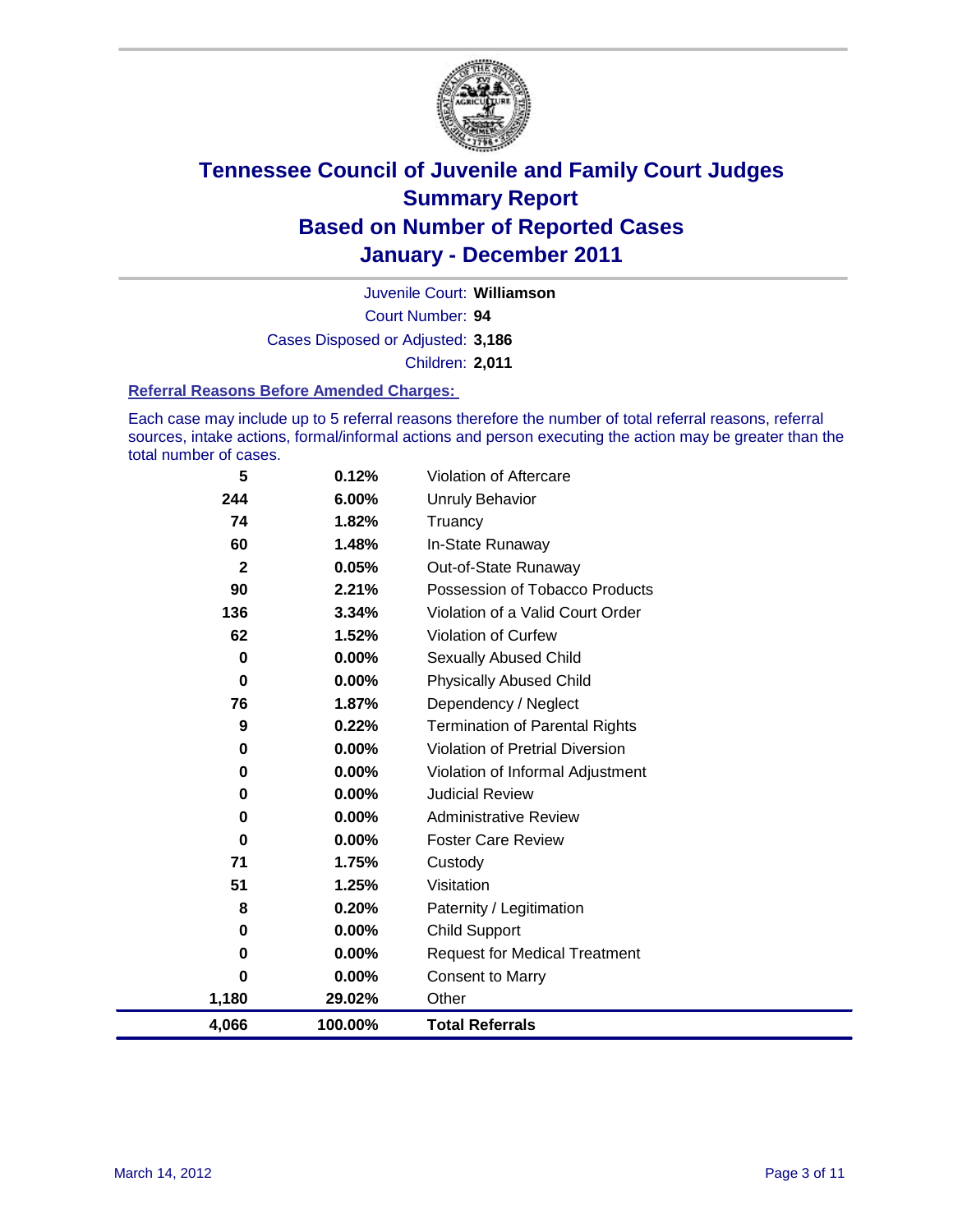# Tennessee Council of Juvenile and Family Court Judges
## Summary Report
## Based on Number of Reported Cases
## January - December 2011

Juvenile Court: **Williamson**

Court Number: **94**

Cases Disposed or Adjusted: **3,186**

Children: **2,011**

### Referral Reasons Before Amended Charges:

Each case may include up to 5 referral reasons therefore the number of total referral reasons, referral sources, intake actions, formal/informal actions and person executing the action may be greater than the total number of cases.

| | | |
|---|---|---|
| 5 | 0.12% | Violation of Aftercare |
| 244 | 6.00% | Unruly Behavior |
| 74 | 1.82% | Truancy |
| 60 | 1.48% | In-State Runaway |
| 2 | 0.05% | Out-of-State Runaway |
| 90 | 2.21% | Possession of Tobacco Products |
| 136 | 3.34% | Violation of a Valid Court Order |
| 62 | 1.52% | Violation of Curfew |
| 0 | 0.00% | Sexually Abused Child |
| 0 | 0.00% | Physically Abused Child |
| 76 | 1.87% | Dependency / Neglect |
| 9 | 0.22% | Termination of Parental Rights |
| 0 | 0.00% | Violation of Pretrial Diversion |
| 0 | 0.00% | Violation of Informal Adjustment |
| 0 | 0.00% | Judicial Review |
| 0 | 0.00% | Administrative Review |
| 0 | 0.00% | Foster Care Review |
| 71 | 1.75% | Custody |
| 51 | 1.25% | Visitation |
| 8 | 0.20% | Paternity / Legitimation |
| 0 | 0.00% | Child Support |
| 0 | 0.00% | Request for Medical Treatment |
| 0 | 0.00% | Consent to Marry |
| 1,180 | 29.02% | Other |
| **4,066** | **100.00%** | **Total Referrals** |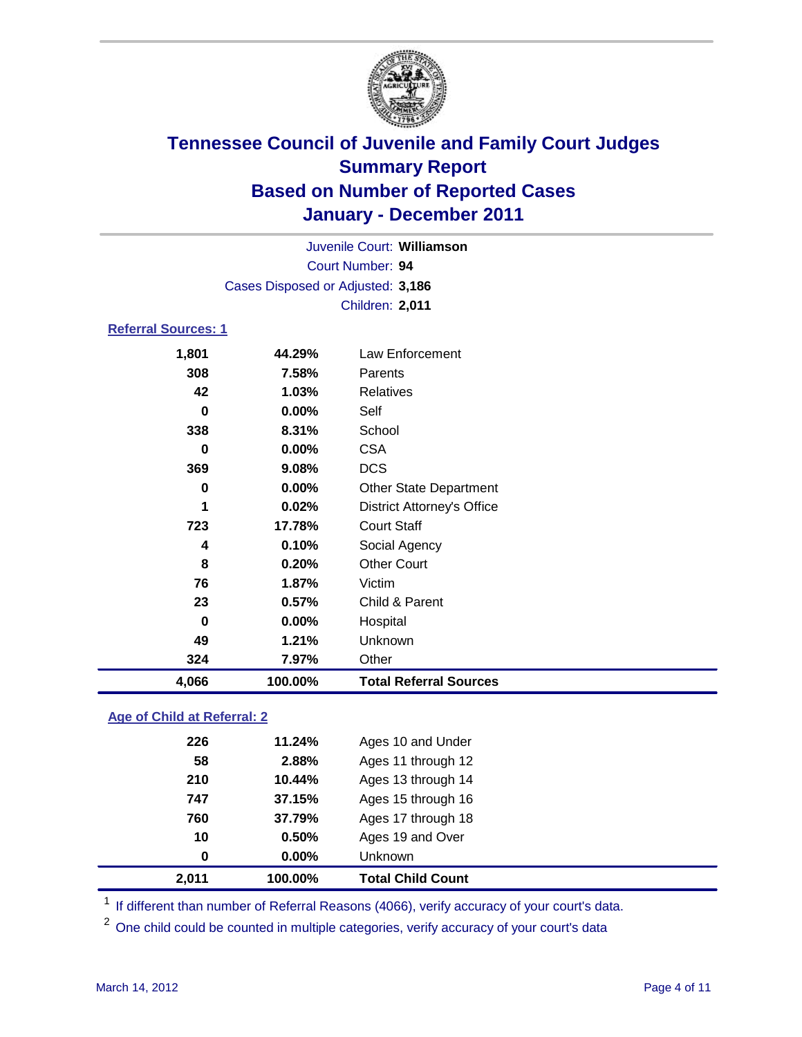# Tennessee Council of Juvenile and Family Court Judges
## Summary Report
## Based on Number of Reported Cases
## January - December 2011

Juvenile Court: **Williamson**

Court Number: **94**

Cases Disposed or Adjusted: **3,186**

Children: **2,011**

### Referral Sources: 1

| | | |
|---|---|---|
| 1,801 | 44.29% | Law Enforcement |
| 308 | 7.58% | Parents |
| 42 | 1.03% | Relatives |
| 0 | 0.00% | Self |
| 338 | 8.31% | School |
| 0 | 0.00% | CSA |
| 369 | 9.08% | DCS |
| 0 | 0.00% | Other State Department |
| 1 | 0.02% | District Attorney's Office |
| 723 | 17.78% | Court Staff |
| 4 | 0.10% | Social Agency |
| 8 | 0.20% | Other Court |
| 76 | 1.87% | Victim |
| 23 | 0.57% | Child & Parent |
| 0 | 0.00% | Hospital |
| 49 | 1.21% | Unknown |
| 324 | 7.97% | Other |
| **4,066** | **100.00%** | **Total Referral Sources** |

### Age of Child at Referral: 2

| | | |
|---|---|---|
| 226 | 11.24% | Ages 10 and Under |
| 58 | 2.88% | Ages 11 through 12 |
| 210 | 10.44% | Ages 13 through 14 |
| 747 | 37.15% | Ages 15 through 16 |
| 760 | 37.79% | Ages 17 through 18 |
| 10 | 0.50% | Ages 19 and Over |
| 0 | 0.00% | Unknown |
| **2,011** | **100.00%** | **Total Child Count** |

[1] If different than number of Referral Reasons (4066), verify accuracy of your court's data.

[2] One child could be counted in multiple categories, verify accuracy of your court's data

March 14, 2012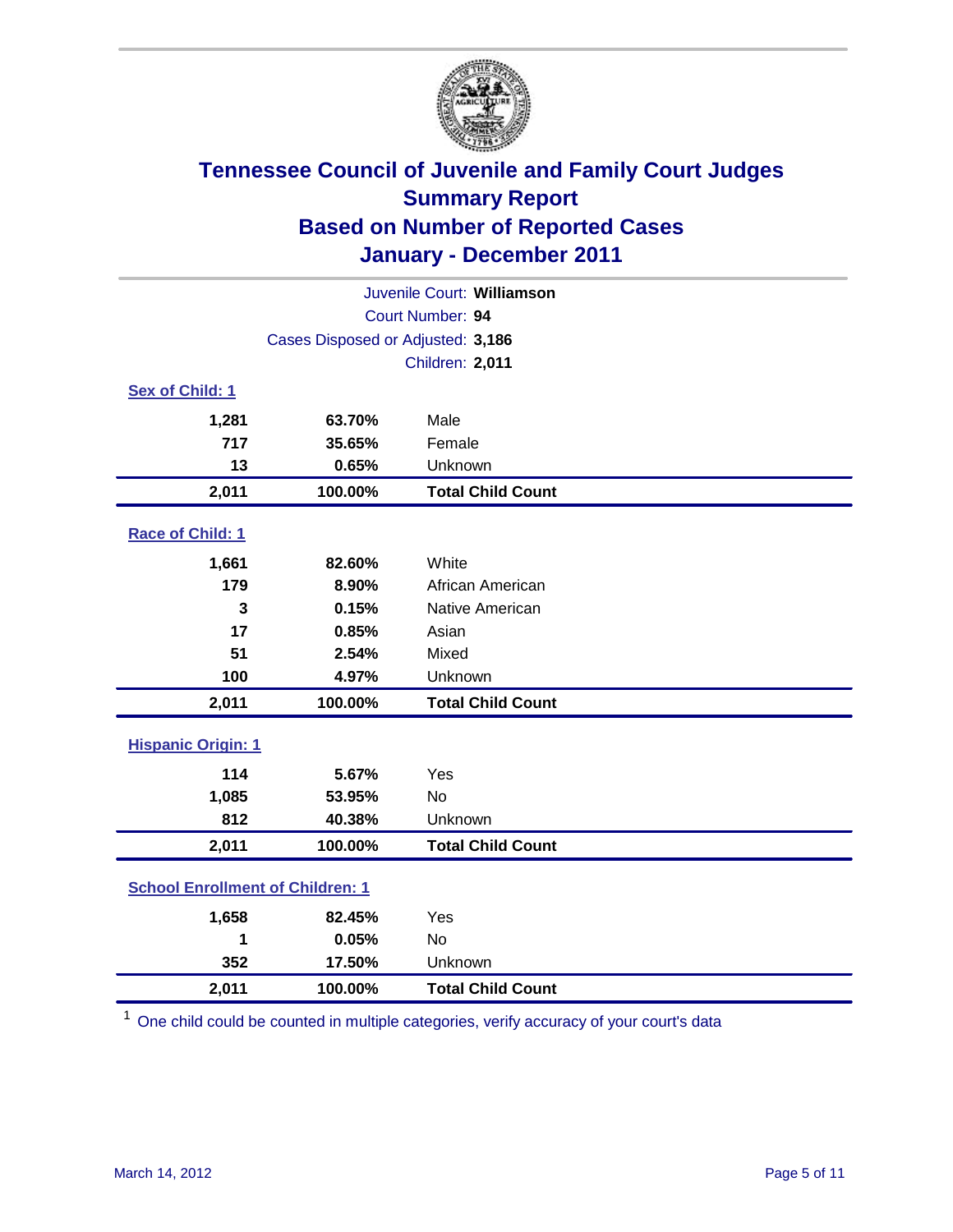# Tennessee Council of Juvenile and Family Court Judges
## Summary Report
## Based on Number of Reported Cases
## January - December 2011

Juvenile Court: **Williamson**

Court Number: **94**

Cases Disposed or Adjusted: **3,186**

Children: **2,011**

### Sex of Child: 1

| | | |
|---|---|---|
| **1,281** | **63.70%** | Male |
| **717** | **35.65%** | Female |
| **13** | **0.65%** | Unknown |
| **2,011** | **100.00%** | **Total Child Count** |

### Race of Child: 1

| | | |
|---|---|---|
| **1,661** | **82.60%** | White |
| **179** | **8.90%** | African American |
| **3** | **0.15%** | Native American |
| **17** | **0.85%** | Asian |
| **51** | **2.54%** | Mixed |
| **100** | **4.97%** | Unknown |
| **2,011** | **100.00%** | **Total Child Count** |

### Hispanic Origin: 1

| | | |
|---|---|---|
| **114** | **5.67%** | Yes |
| **1,085** | **53.95%** | No |
| **812** | **40.38%** | Unknown |
| **2,011** | **100.00%** | **Total Child Count** |

### School Enrollment of Children: 1

| | | |
|---|---|---|
| **1,658** | **82.45%** | Yes |
| **1** | **0.05%** | No |
| **352** | **17.50%** | Unknown |
| **2,011** | **100.00%** | **Total Child Count** |

[1] One child could be counted in multiple categories, verify accuracy of your court's data

March 14, 2012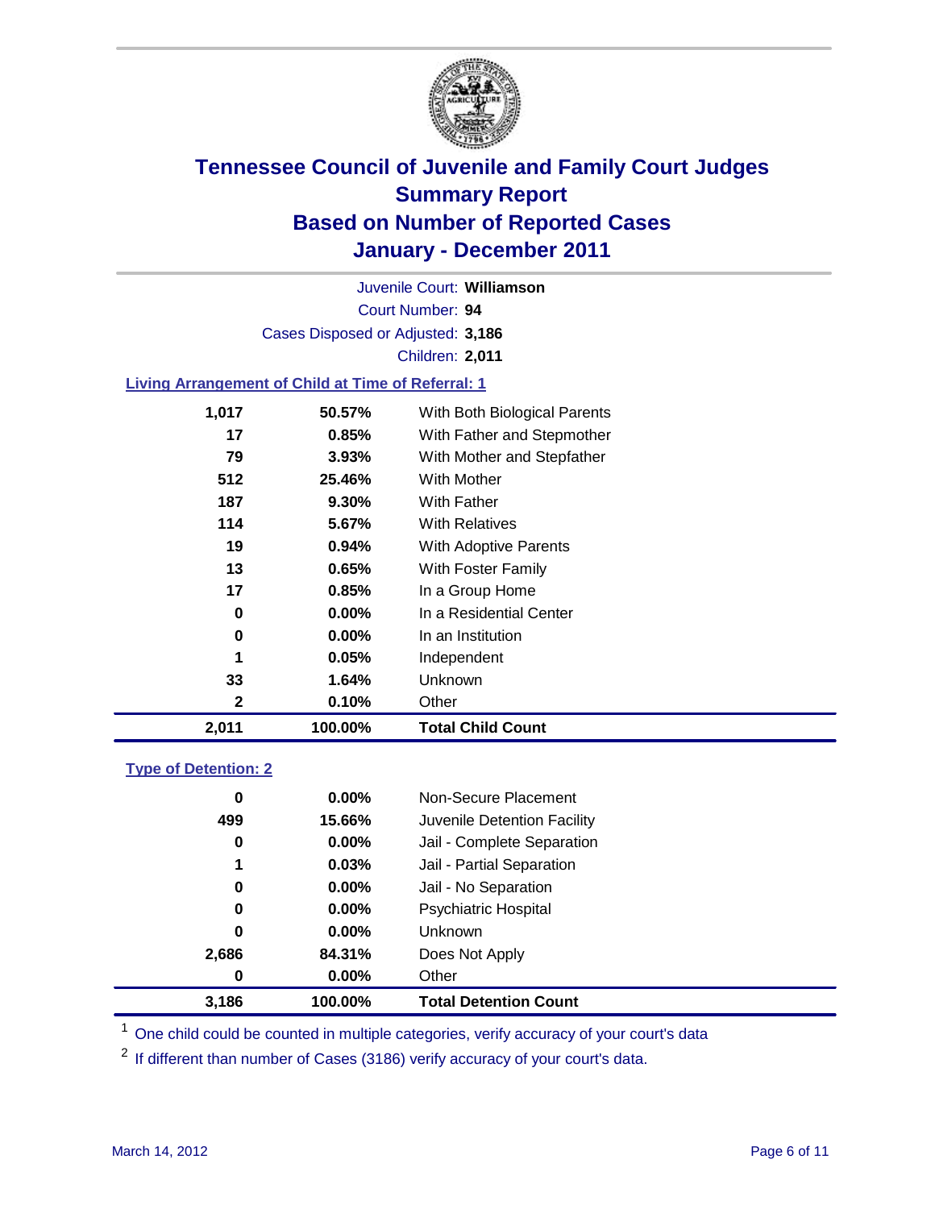# Tennessee Council of Juvenile and Family Court Judges
## Summary Report
## Based on Number of Reported Cases
## January - December 2011

Juvenile Court: **Williamson**

Court Number: **94**

Cases Disposed or Adjusted: **3,186**

Children: **2,011**

### Living Arrangement of Child at Time of Referral: 1

| Count | Percent | Category |
|---|---|---|
| 1,017 | 50.57% | With Both Biological Parents |
| 17 | 0.85% | With Father and Stepmother |
| 79 | 3.93% | With Mother and Stepfather |
| 512 | 25.46% | With Mother |
| 187 | 9.30% | With Father |
| 114 | 5.67% | With Relatives |
| 19 | 0.94% | With Adoptive Parents |
| 13 | 0.65% | With Foster Family |
| 17 | 0.85% | In a Group Home |
| 0 | 0.00% | In a Residential Center |
| 0 | 0.00% | In an Institution |
| 1 | 0.05% | Independent |
| 33 | 1.64% | Unknown |
| 2 | 0.10% | Other |
| **2,011** | **100.00%** | **Total Child Count** |

### Type of Detention: 2

| Count | Percent | Category |
|---|---|---|
| 0 | 0.00% | Non-Secure Placement |
| 499 | 15.66% | Juvenile Detention Facility |
| 0 | 0.00% | Jail - Complete Separation |
| 1 | 0.03% | Jail - Partial Separation |
| 0 | 0.00% | Jail - No Separation |
| 0 | 0.00% | Psychiatric Hospital |
| 0 | 0.00% | Unknown |
| 2,686 | 84.31% | Does Not Apply |
| 0 | 0.00% | Other |
| **3,186** | **100.00%** | **Total Detention Count** |

[1] One child could be counted in multiple categories, verify accuracy of your court's data

[2] If different than number of Cases (3186) verify accuracy of your court's data.

March 14, 2012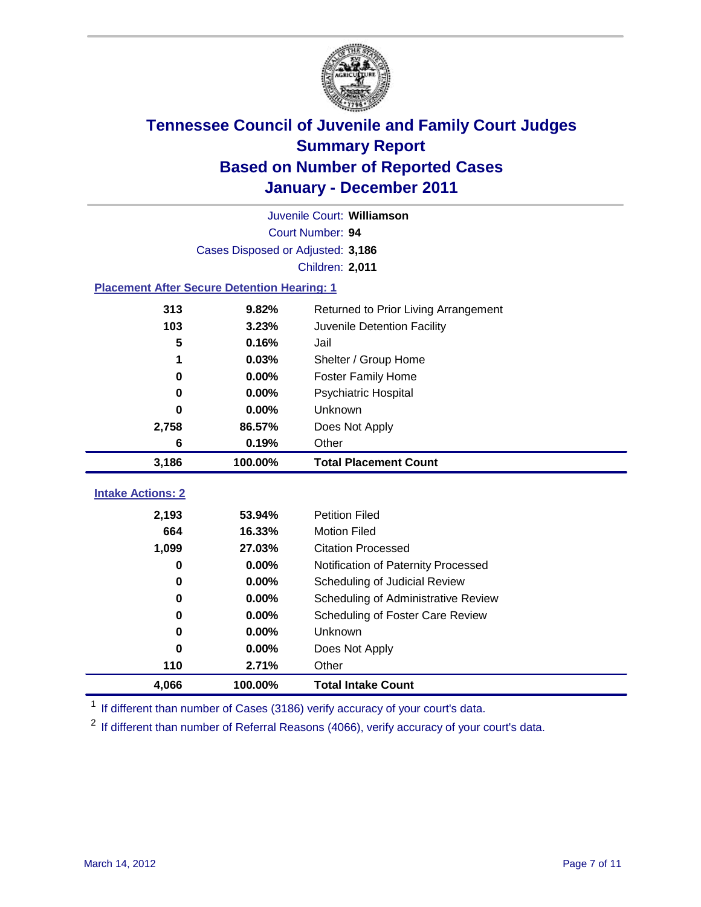# Tennessee Council of Juvenile and Family Court Judges
## Summary Report
## Based on Number of Reported Cases
## January - December 2011

Juvenile Court: **Williamson**

Court Number: **94**

Cases Disposed or Adjusted: **3,186**

Children: **2,011**

### Placement After Secure Detention Hearing: 1

| Count | Percent | Placement |
|---|---|---|
| 313 | 9.82% | Returned to Prior Living Arrangement |
| 103 | 3.23% | Juvenile Detention Facility |
| 5 | 0.16% | Jail |
| 1 | 0.03% | Shelter / Group Home |
| 0 | 0.00% | Foster Family Home |
| 0 | 0.00% | Psychiatric Hospital |
| 0 | 0.00% | Unknown |
| 2,758 | 86.57% | Does Not Apply |
| 6 | 0.19% | Other |
| **3,186** | **100.00%** | **Total Placement Count** |

### Intake Actions: 2

| Count | Percent | Intake Action |
|---|---|---|
| 2,193 | 53.94% | Petition Filed |
| 664 | 16.33% | Motion Filed |
| 1,099 | 27.03% | Citation Processed |
| 0 | 0.00% | Notification of Paternity Processed |
| 0 | 0.00% | Scheduling of Judicial Review |
| 0 | 0.00% | Scheduling of Administrative Review |
| 0 | 0.00% | Scheduling of Foster Care Review |
| 0 | 0.00% | Unknown |
| 0 | 0.00% | Does Not Apply |
| 110 | 2.71% | Other |
| **4,066** | **100.00%** | **Total Intake Count** |

[1] If different than number of Cases (3186) verify accuracy of your court's data.

[2] If different than number of Referral Reasons (4066), verify accuracy of your court's data.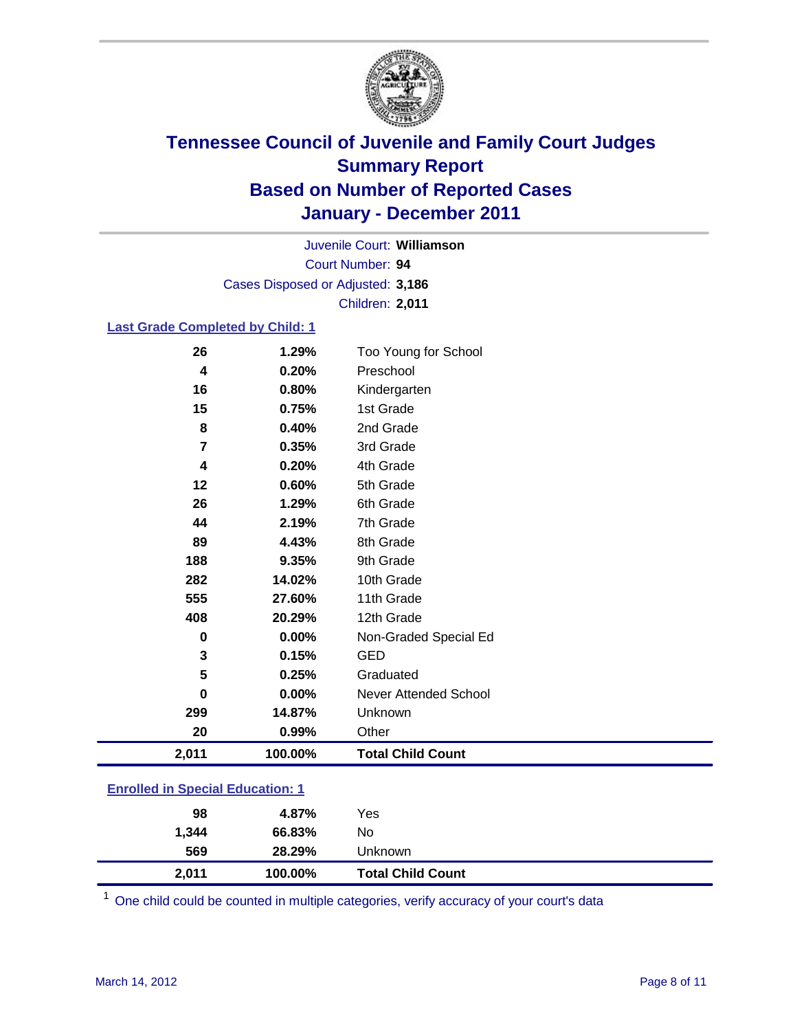# Tennessee Council of Juvenile and Family Court Judges
## Summary Report
## Based on Number of Reported Cases
## January - December 2011

Juvenile Court: **Williamson**

Court Number: **94**

Cases Disposed or Adjusted: **3,186**

Children: **2,011**

### Last Grade Completed by Child: 1

| Count | Percent | Category |
|---|---|---|
| 26 | 1.29% | Too Young for School |
| 4 | 0.20% | Preschool |
| 16 | 0.80% | Kindergarten |
| 15 | 0.75% | 1st Grade |
| 8 | 0.40% | 2nd Grade |
| 7 | 0.35% | 3rd Grade |
| 4 | 0.20% | 4th Grade |
| 12 | 0.60% | 5th Grade |
| 26 | 1.29% | 6th Grade |
| 44 | 2.19% | 7th Grade |
| 89 | 4.43% | 8th Grade |
| 188 | 9.35% | 9th Grade |
| 282 | 14.02% | 10th Grade |
| 555 | 27.60% | 11th Grade |
| 408 | 20.29% | 12th Grade |
| 0 | 0.00% | Non-Graded Special Ed |
| 3 | 0.15% | GED |
| 5 | 0.25% | Graduated |
| 0 | 0.00% | Never Attended School |
| 299 | 14.87% | Unknown |
| 20 | 0.99% | Other |
| **2,011** | **100.00%** | **Total Child Count** |

### Enrolled in Special Education: 1

| Count | Percent | Category |
|---|---|---|
| 98 | 4.87% | Yes |
| 1,344 | 66.83% | No |
| 569 | 28.29% | Unknown |
| **2,011** | **100.00%** | **Total Child Count** |

[1] One child could be counted in multiple categories, verify accuracy of your court's data

March 14, 2012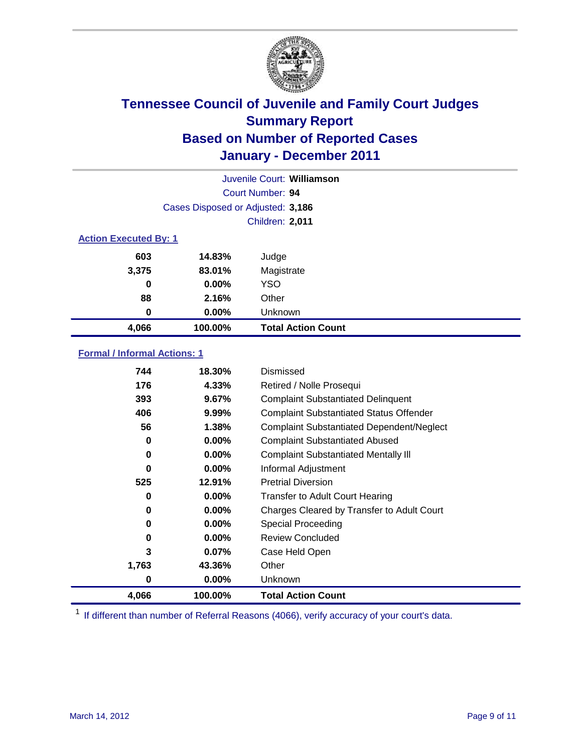# Tennessee Council of Juvenile and Family Court Judges
## Summary Report
## Based on Number of Reported Cases
## January - December 2011

Juvenile Court: **Williamson**

Court Number: **94**

Cases Disposed or Adjusted: **3,186**

Children: **2,011**

### Action Executed By: 1

| | | |
|---|---|---|
| 603 | 14.83% | Judge |
| 3,375 | 83.01% | Magistrate |
| 0 | 0.00% | YSO |
| 88 | 2.16% | Other |
| 0 | 0.00% | Unknown |
| **4,066** | **100.00%** | **Total Action Count** |

### Formal / Informal Actions: 1

| | | |
|---|---|---|
| 744 | 18.30% | Dismissed |
| 176 | 4.33% | Retired / Nolle Prosequi |
| 393 | 9.67% | Complaint Substantiated Delinquent |
| 406 | 9.99% | Complaint Substantiated Status Offender |
| 56 | 1.38% | Complaint Substantiated Dependent/Neglect |
| 0 | 0.00% | Complaint Substantiated Abused |
| 0 | 0.00% | Complaint Substantiated Mentally Ill |
| 0 | 0.00% | Informal Adjustment |
| 525 | 12.91% | Pretrial Diversion |
| 0 | 0.00% | Transfer to Adult Court Hearing |
| 0 | 0.00% | Charges Cleared by Transfer to Adult Court |
| 0 | 0.00% | Special Proceeding |
| 0 | 0.00% | Review Concluded |
| 3 | 0.07% | Case Held Open |
| 1,763 | 43.36% | Other |
| 0 | 0.00% | Unknown |
| **4,066** | **100.00%** | **Total Action Count** |

[1] If different than number of Referral Reasons (4066), verify accuracy of your court's data.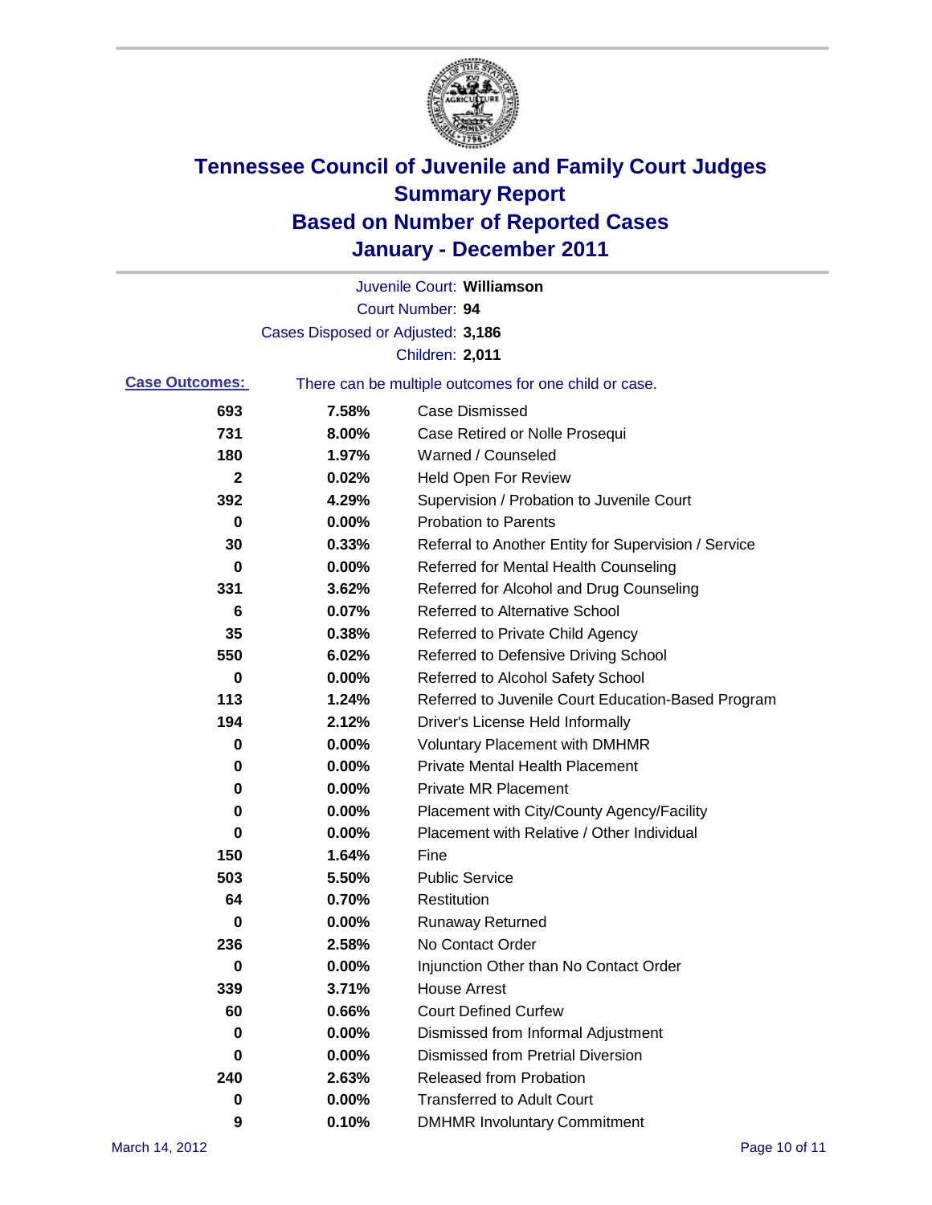# Tennessee Council of Juvenile and Family Court Judges
## Summary Report
## Based on Number of Reported Cases
## January - December 2011

Juvenile Court: **Williamson**

Court Number: **94**

Cases Disposed or Adjusted: **3,186**

Children: **2,011**

**Case Outcomes:** There can be multiple outcomes for one child or case.

| | | |
|---|---|---|
| 693 | 7.58% | Case Dismissed |
| 731 | 8.00% | Case Retired or Nolle Prosequi |
| 180 | 1.97% | Warned / Counseled |
| 2 | 0.02% | Held Open For Review |
| 392 | 4.29% | Supervision / Probation to Juvenile Court |
| 0 | 0.00% | Probation to Parents |
| 30 | 0.33% | Referral to Another Entity for Supervision / Service |
| 0 | 0.00% | Referred for Mental Health Counseling |
| 331 | 3.62% | Referred for Alcohol and Drug Counseling |
| 6 | 0.07% | Referred to Alternative School |
| 35 | 0.38% | Referred to Private Child Agency |
| 550 | 6.02% | Referred to Defensive Driving School |
| 0 | 0.00% | Referred to Alcohol Safety School |
| 113 | 1.24% | Referred to Juvenile Court Education-Based Program |
| 194 | 2.12% | Driver's License Held Informally |
| 0 | 0.00% | Voluntary Placement with DMHMR |
| 0 | 0.00% | Private Mental Health Placement |
| 0 | 0.00% | Private MR Placement |
| 0 | 0.00% | Placement with City/County Agency/Facility |
| 0 | 0.00% | Placement with Relative / Other Individual |
| 150 | 1.64% | Fine |
| 503 | 5.50% | Public Service |
| 64 | 0.70% | Restitution |
| 0 | 0.00% | Runaway Returned |
| 236 | 2.58% | No Contact Order |
| 0 | 0.00% | Injunction Other than No Contact Order |
| 339 | 3.71% | House Arrest |
| 60 | 0.66% | Court Defined Curfew |
| 0 | 0.00% | Dismissed from Informal Adjustment |
| 0 | 0.00% | Dismissed from Pretrial Diversion |
| 240 | 2.63% | Released from Probation |
| 0 | 0.00% | Transferred to Adult Court |
| 9 | 0.10% | DMHMR Involuntary Commitment |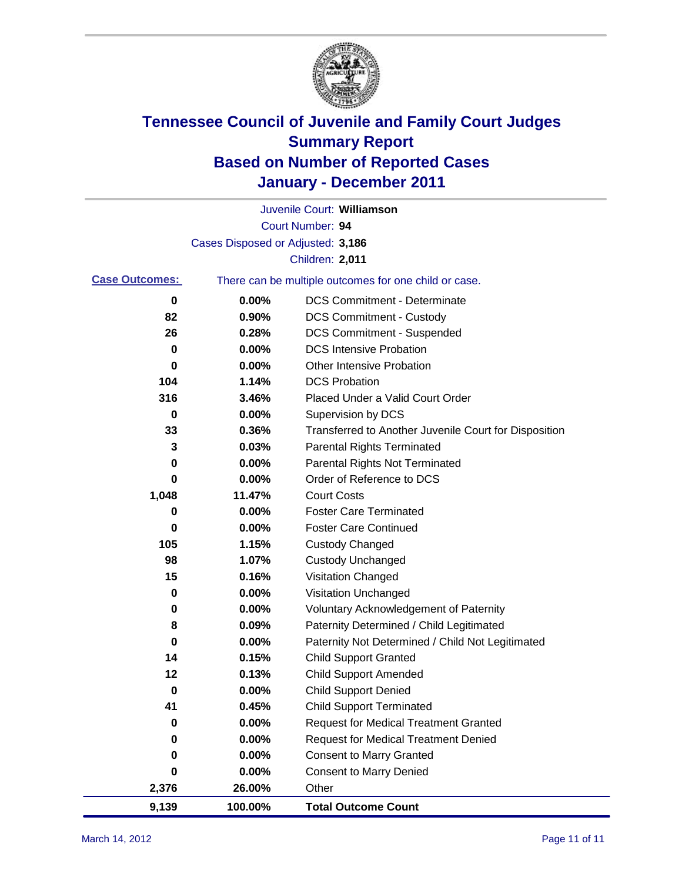# Tennessee Council of Juvenile and Family Court Judges
## Summary Report
## Based on Number of Reported Cases
## January - December 2011

Juvenile Court: **Williamson**

Court Number: **94**

Cases Disposed or Adjusted: **3,186**

Children: **2,011**

**Case Outcomes:** There can be multiple outcomes for one child or case.

| | | |
|---|---|---|
| 0 | 0.00% | DCS Commitment - Determinate |
| 82 | 0.90% | DCS Commitment - Custody |
| 26 | 0.28% | DCS Commitment - Suspended |
| 0 | 0.00% | DCS Intensive Probation |
| 0 | 0.00% | Other Intensive Probation |
| 104 | 1.14% | DCS Probation |
| 316 | 3.46% | Placed Under a Valid Court Order |
| 0 | 0.00% | Supervision by DCS |
| 33 | 0.36% | Transferred to Another Juvenile Court for Disposition |
| 3 | 0.03% | Parental Rights Terminated |
| 0 | 0.00% | Parental Rights Not Terminated |
| 0 | 0.00% | Order of Reference to DCS |
| 1,048 | 11.47% | Court Costs |
| 0 | 0.00% | Foster Care Terminated |
| 0 | 0.00% | Foster Care Continued |
| 105 | 1.15% | Custody Changed |
| 98 | 1.07% | Custody Unchanged |
| 15 | 0.16% | Visitation Changed |
| 0 | 0.00% | Visitation Unchanged |
| 0 | 0.00% | Voluntary Acknowledgement of Paternity |
| 8 | 0.09% | Paternity Determined / Child Legitimated |
| 0 | 0.00% | Paternity Not Determined / Child Not Legitimated |
| 14 | 0.15% | Child Support Granted |
| 12 | 0.13% | Child Support Amended |
| 0 | 0.00% | Child Support Denied |
| 41 | 0.45% | Child Support Terminated |
| 0 | 0.00% | Request for Medical Treatment Granted |
| 0 | 0.00% | Request for Medical Treatment Denied |
| 0 | 0.00% | Consent to Marry Granted |
| 0 | 0.00% | Consent to Marry Denied |
| 2,376 | 26.00% | Other |
| **9,139** | **100.00%** | **Total Outcome Count** |

March 14, 2012